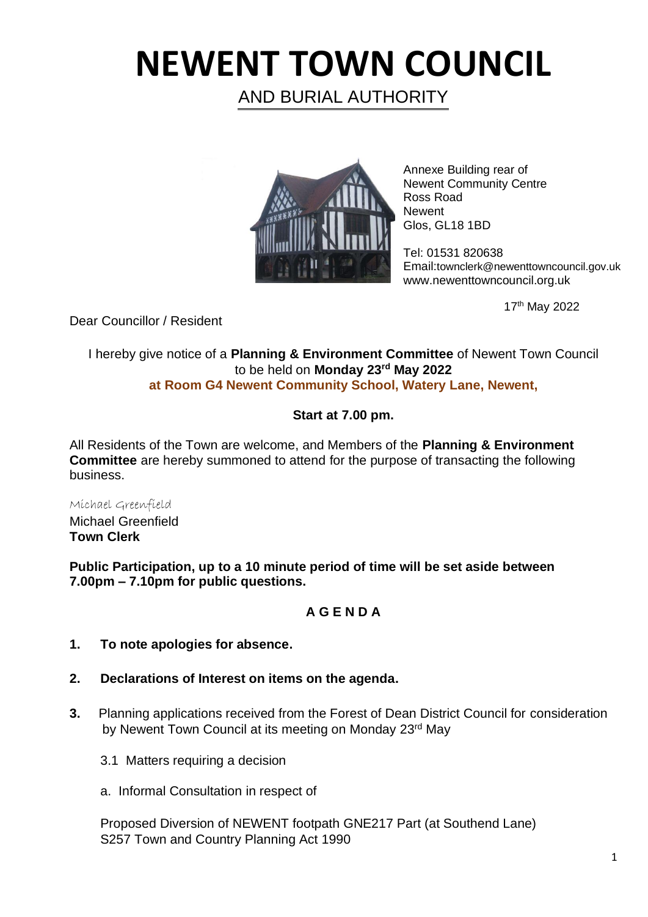# NEWENT TOWN COUNCIL

AND BURIAL AUTHORITY

Annexe Building rear of
Newent Community Centre
Ross Road
Newent
Glos, GL18 1BD

Tel: 01531 820638
Email:townclerk@newenttowncouncil.gov.uk
www.newenttowncouncil.org.uk

17th May 2022

Dear Councillor / Resident

I hereby give notice of a **Planning & Environment Committee** of Newent Town Council to be held on **Monday 23rd May 2022**
**at Room G4 Newent Community School, Watery Lane, Newent,**

**Start at 7.00 pm.**

All Residents of the Town are welcome, and Members of the **Planning & Environment Committee** are hereby summoned to attend for the purpose of transacting the following business.

*Michael Greenfield*
Michael Greenfield
**Town Clerk**

**Public Participation, up to a 10 minute period of time will be set aside between 7.00pm – 7.10pm for public questions.**

## A G E N D A

1. **To note apologies for absence.**
2. **Declarations of Interest on items on the agenda.**
3. Planning applications received from the Forest of Dean District Council for consideration by Newent Town Council at its meeting on Monday 23rd May

   3.1 Matters requiring a decision

   a. Informal Consultation in respect of

   Proposed Diversion of NEWENT footpath GNE217 Part (at Southend Lane)
   S257 Town and Country Planning Act 1990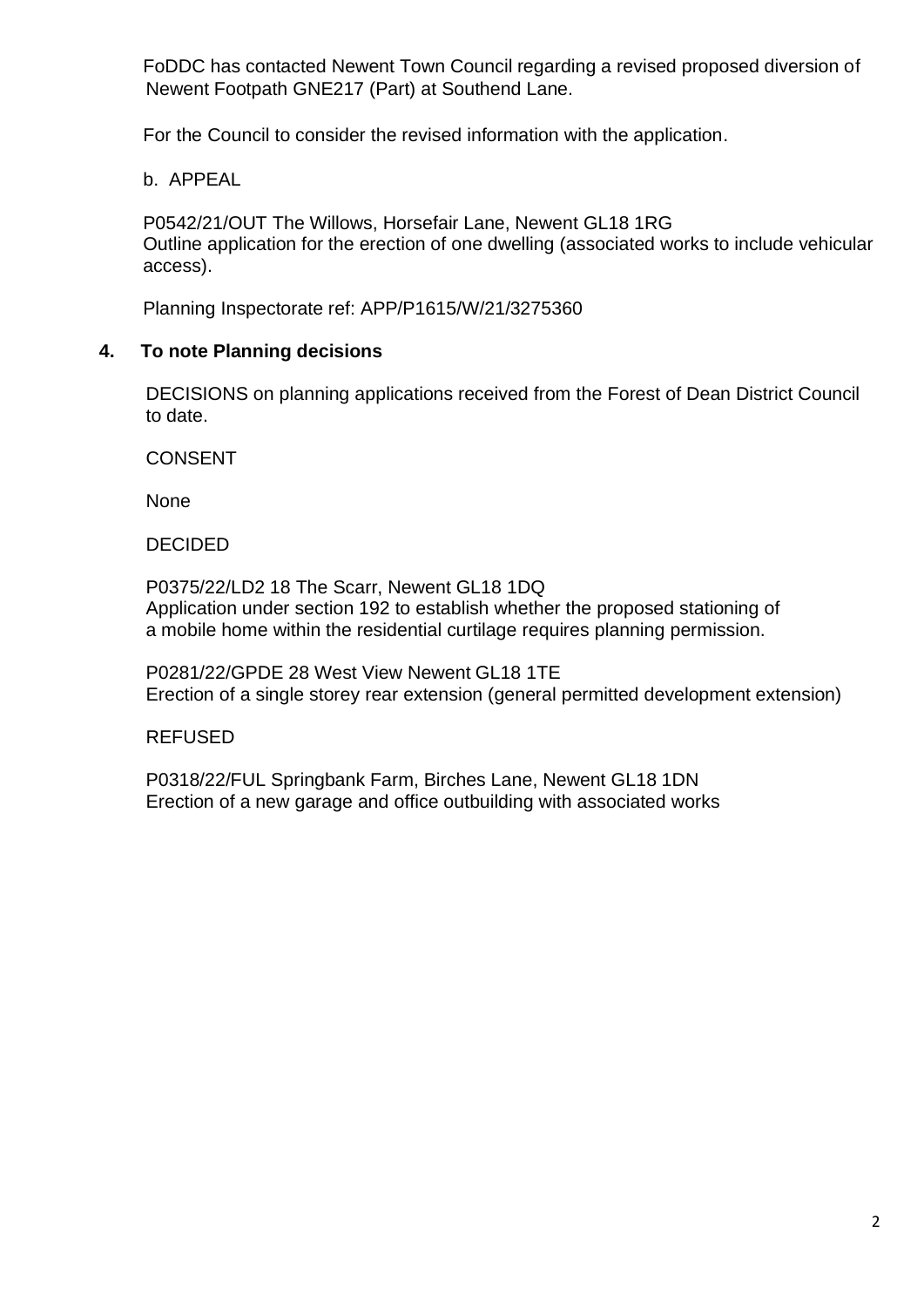FoDDC has contacted Newent Town Council regarding a revised proposed diversion of Newent Footpath GNE217 (Part) at Southend Lane.

For the Council to consider the revised information with the application.

b. APPEAL

P0542/21/OUT The Willows, Horsefair Lane, Newent GL18 1RG
Outline application for the erection of one dwelling (associated works to include vehicular access).

Planning Inspectorate ref: APP/P1615/W/21/3275360

## 4. To note Planning decisions

DECISIONS on planning applications received from the Forest of Dean District Council to date.

CONSENT

None

DECIDED

P0375/22/LD2 18 The Scarr, Newent GL18 1DQ
Application under section 192 to establish whether the proposed stationing of a mobile home within the residential curtilage requires planning permission.

P0281/22/GPDE 28 West View Newent GL18 1TE
Erection of a single storey rear extension (general permitted development extension)

REFUSED

P0318/22/FUL Springbank Farm, Birches Lane, Newent GL18 1DN
Erection of a new garage and office outbuilding with associated works